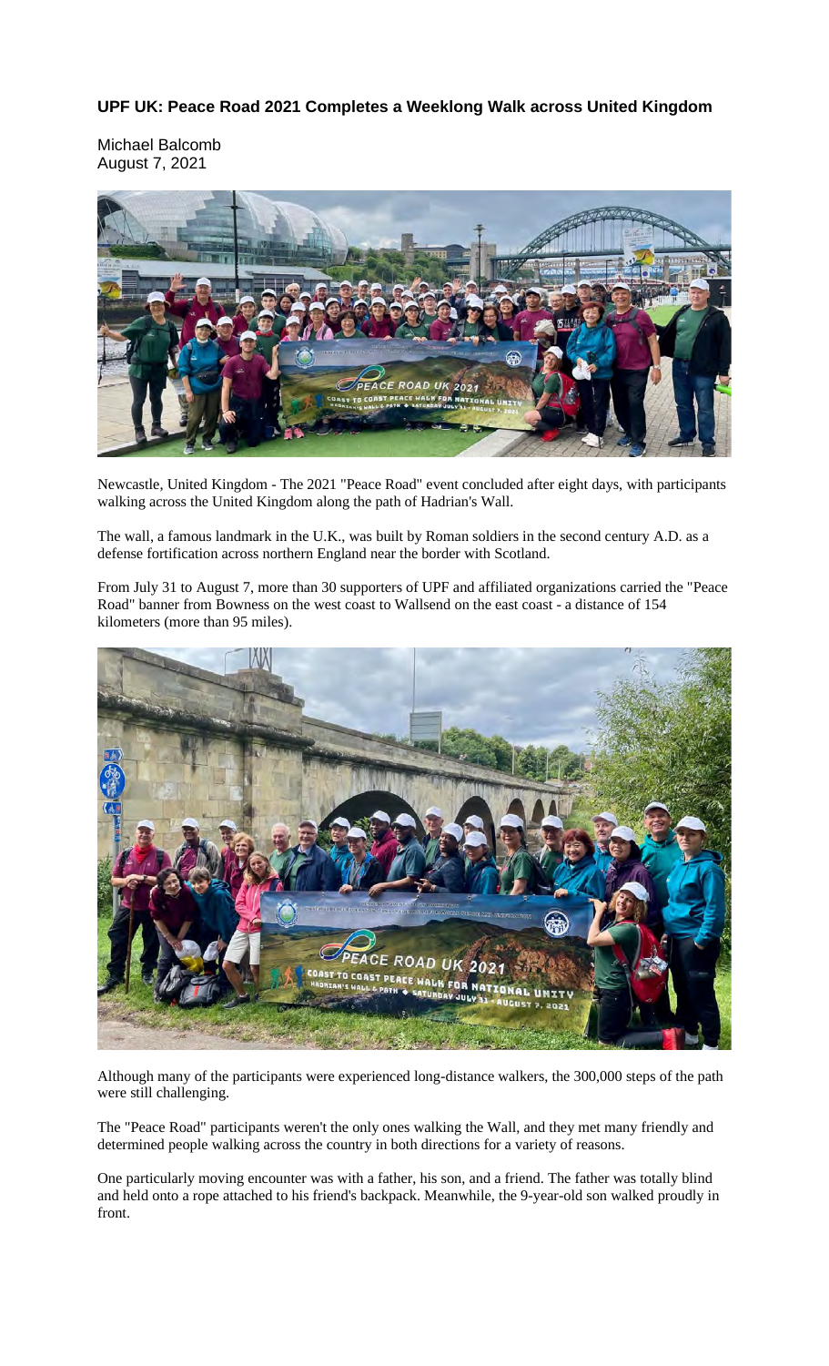# UPF UK: Peace Road 2021 Completes a Weeklong Walk across United Kingdom

Michael Balcomb
August 7, 2021

Newcastle, United Kingdom - The 2021 "Peace Road" event concluded after eight days, with participants walking across the United Kingdom along the path of Hadrian's Wall.

The wall, a famous landmark in the U.K., was built by Roman soldiers in the second century A.D. as a defense fortification across northern England near the border with Scotland.

From July 31 to August 7, more than 30 supporters of UPF and affiliated organizations carried the "Peace Road" banner from Bowness on the west coast to Wallsend on the east coast - a distance of 154 kilometers (more than 95 miles).

Although many of the participants were experienced long-distance walkers, the 300,000 steps of the path were still challenging.

The "Peace Road" participants weren't the only ones walking the Wall, and they met many friendly and determined people walking across the country in both directions for a variety of reasons.

One particularly moving encounter was with a father, his son, and a friend. The father was totally blind and held onto a rope attached to his friend's backpack. Meanwhile, the 9-year-old son walked proudly in front.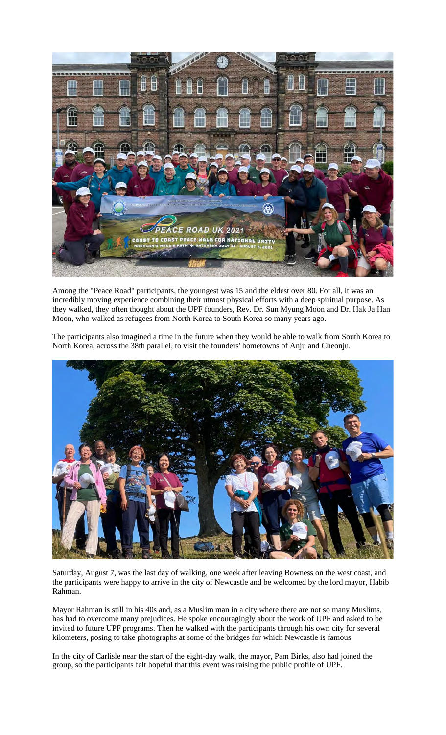Among the "Peace Road" participants, the youngest was 15 and the eldest over 80. For all, it was an incredibly moving experience combining their utmost physical efforts with a deep spiritual purpose. As they walked, they often thought about the UPF founders, Rev. Dr. Sun Myung Moon and Dr. Hak Ja Han Moon, who walked as refugees from North Korea to South Korea so many years ago.

The participants also imagined a time in the future when they would be able to walk from South Korea to North Korea, across the 38th parallel, to visit the founders' hometowns of Anju and Cheonju.

Saturday, August 7, was the last day of walking, one week after leaving Bowness on the west coast, and the participants were happy to arrive in the city of Newcastle and be welcomed by the lord mayor, Habib Rahman.

Mayor Rahman is still in his 40s and, as a Muslim man in a city where there are not so many Muslims, has had to overcome many prejudices. He spoke encouragingly about the work of UPF and asked to be invited to future UPF programs. Then he walked with the participants through his own city for several kilometers, posing to take photographs at some of the bridges for which Newcastle is famous.

In the city of Carlisle near the start of the eight-day walk, the mayor, Pam Birks, also had joined the group, so the participants felt hopeful that this event was raising the public profile of UPF.